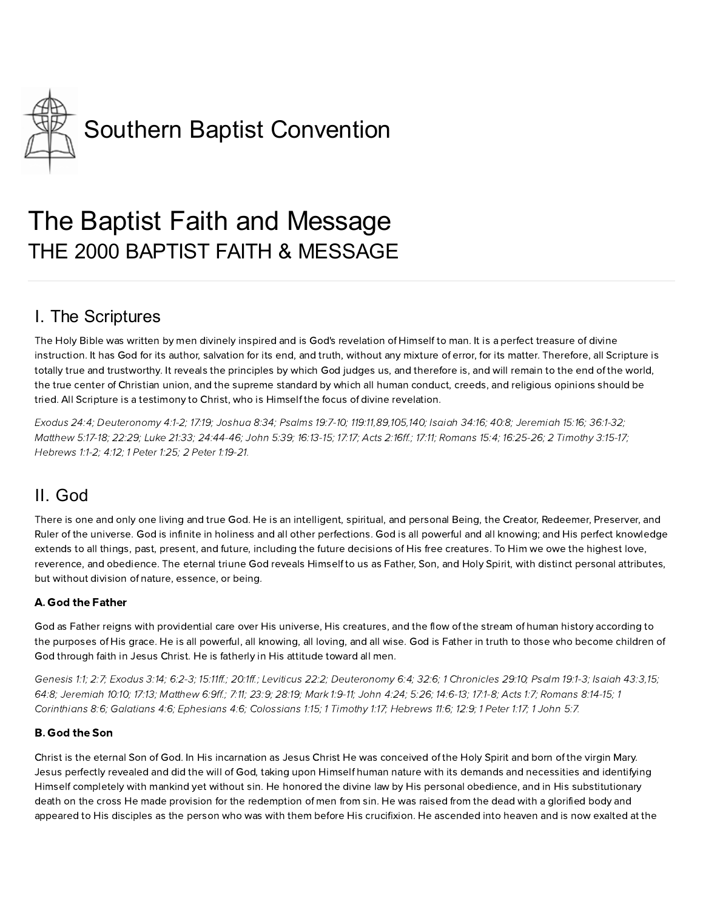Southern Baptist Convention

# The Baptist Faith and Message

## THE 2000 BAPTIST FAITH & MESSAGE

## I. The Scriptures

The Holy Bible was written by men divinely inspired and is God's revelation of Himself to man. It is a perfect treasure of divine instruction. It has God for its author, salvation for its end, and truth, without any mixture of error, for its matter. Therefore, all Scripture is totally true and trustworthy. It reveals the principles by which God judges us, and therefore is, and will remain to the end of the world, the true center of Christian union, and the supreme standard by which all human conduct, creeds, and religious opinions should be tried. All Scripture is a testimony to Christ, who is Himself the focus of divine revelation.

*Exodus 24:4; Deuteronomy 4:1-2; 17:19; Joshua 8:34; Psalms 19:7-10; 119:11,89,105,140; Isaiah 34:16; 40:8; Jeremiah 15:16; 36:1-32; Matthew 5:17-18; 22:29; Luke 21:33; 24:44-46; John 5:39; 16:13-15; 17:17; Acts 2:16ff.; 17:11; Romans 15:4; 16:25-26; 2 Timothy 3:15-17; Hebrews 1:1-2; 4:12; 1 Peter 1:25; 2 Peter 1:19-21.*

## II. God

There is one and only one living and true God. He is an intelligent, spiritual, and personal Being, the Creator, Redeemer, Preserver, and Ruler of the universe. God is infinite in holiness and all other perfections. God is all powerful and all knowing; and His perfect knowledge extends to all things, past, present, and future, including the future decisions of His free creatures. To Him we owe the highest love, reverence, and obedience. The eternal triune God reveals Himself to us as Father, Son, and Holy Spirit, with distinct personal attributes, but without division of nature, essence, or being.

### A. God the Father

God as Father reigns with providential care over His universe, His creatures, and the flow of the stream of human history according to the purposes of His grace. He is all powerful, all knowing, all loving, and all wise. God is Father in truth to those who become children of God through faith in Jesus Christ. He is fatherly in His attitude toward all men.

*Genesis 1:1; 2:7; Exodus 3:14; 6:2-3; 15:11ff.; 20:1ff.; Leviticus 22:2; Deuteronomy 6:4; 32:6; 1 Chronicles 29:10; Psalm 19:1-3; Isaiah 43:3,15; 64:8; Jeremiah 10:10; 17:13; Matthew 6:9ff.; 7:11; 23:9; 28:19; Mark 1:9-11; John 4:24; 5:26; 14:6-13; 17:1-8; Acts 1:7; Romans 8:14-15; 1 Corinthians 8:6; Galatians 4:6; Ephesians 4:6; Colossians 1:15; 1 Timothy 1:17; Hebrews 11:6; 12:9; 1 Peter 1:17; 1 John 5:7.*

### B. God the Son

Christ is the eternal Son of God. In His incarnation as Jesus Christ He was conceived of the Holy Spirit and born of the virgin Mary. Jesus perfectly revealed and did the will of God, taking upon Himself human nature with its demands and necessities and identifying Himself completely with mankind yet without sin. He honored the divine law by His personal obedience, and in His substitutionary death on the cross He made provision for the redemption of men from sin. He was raised from the dead with a glorified body and appeared to His disciples as the person who was with them before His crucifixion. He ascended into heaven and is now exalted at the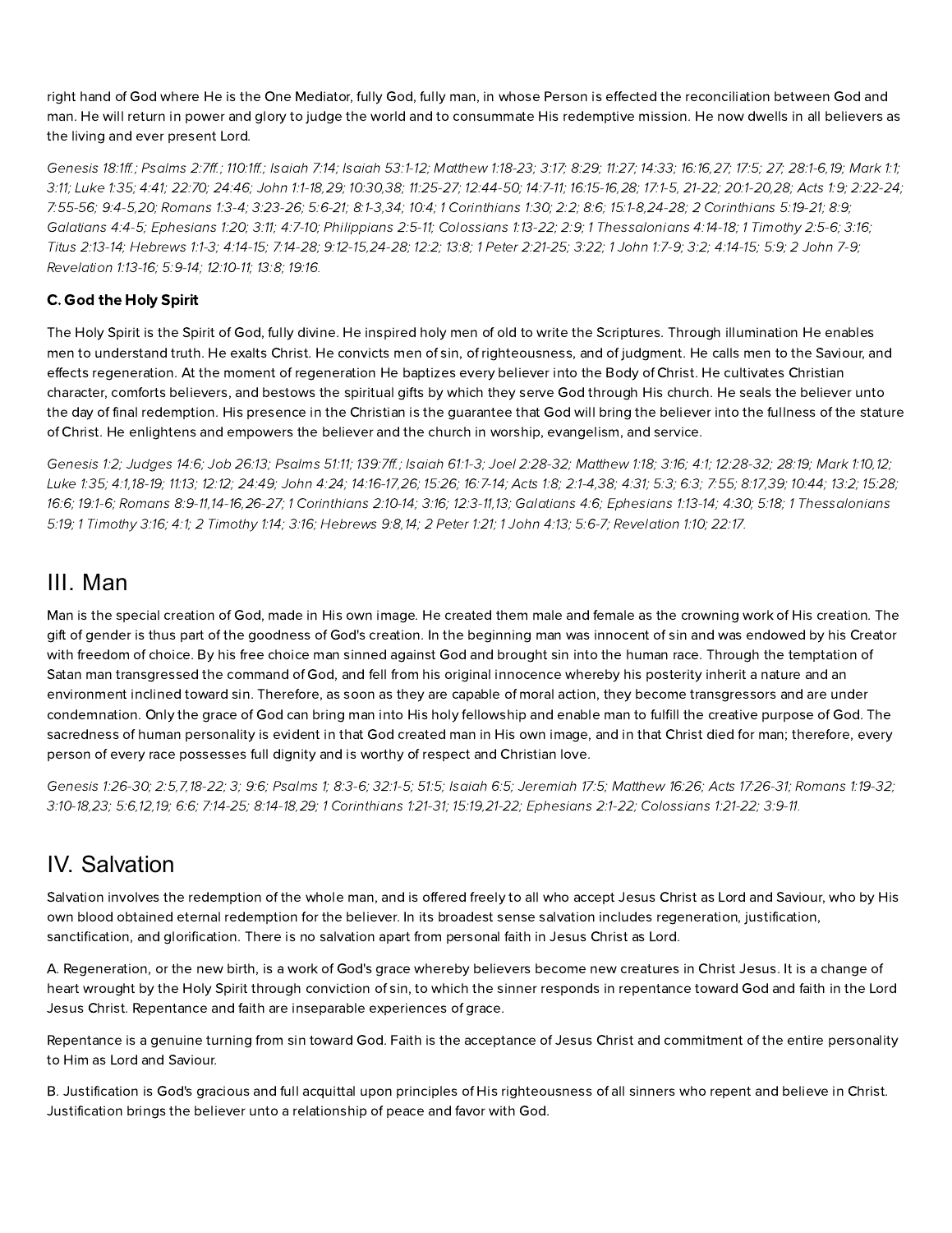right hand of God where He is the One Mediator, fully God, fully man, in whose Person is effected the reconciliation between God and man. He will return in power and glory to judge the world and to consummate His redemptive mission. He now dwells in all believers as the living and ever present Lord.

*Genesis 18:1ff.; Psalms 2:7ff.; 110:1ff.; Isaiah 7:14; Isaiah 53:1-12; Matthew 1:18-23; 3:17; 8:29; 11:27; 14:33; 16:16,27; 17:5; 27; 28:1-6,19; Mark 1:1; 3:11; Luke 1:35; 4:41; 22:70; 24:46; John 1:1-18,29; 10:30,38; 11:25-27; 12:44-50; 14:7-11; 16:15-16,28; 17:1-5, 21-22; 20:1-20,28; Acts 1:9; 2:22-24; 7:55-56; 9:4-5,20; Romans 1:3-4; 3:23-26; 5:6-21; 8:1-3,34; 10:4; 1 Corinthians 1:30; 2:2; 8:6; 15:1-8,24-28; 2 Corinthians 5:19-21; 8:9; Galatians 4:4-5; Ephesians 1:20; 3:11; 4:7-10; Philippians 2:5-11; Colossians 1:13-22; 2:9; 1 Thessalonians 4:14-18; 1 Timothy 2:5-6; 3:16; Titus 2:13-14; Hebrews 1:1-3; 4:14-15; 7:14-28; 9:12-15,24-28; 12:2; 13:8; 1 Peter 2:21-25; 3:22; 1 John 1:7-9; 3:2; 4:14-15; 5:9; 2 John 7-9; Revelation 1:13-16; 5:9-14; 12:10-11; 13:8; 19:16.*

#### C. God the Holy Spirit

The Holy Spirit is the Spirit of God, fully divine. He inspired holy men of old to write the Scriptures. Through illumination He enables men to understand truth. He exalts Christ. He convicts men of sin, of righteousness, and of judgment. He calls men to the Saviour, and effects regeneration. At the moment of regeneration He baptizes every believer into the Body of Christ. He cultivates Christian character, comforts believers, and bestows the spiritual gifts by which they serve God through His church. He seals the believer unto the day of final redemption. His presence in the Christian is the guarantee that God will bring the believer into the fullness of the stature of Christ. He enlightens and empowers the believer and the church in worship, evangelism, and service.

*Genesis 1:2; Judges 14:6; Job 26:13; Psalms 51:11; 139:7ff.; Isaiah 61:1-3; Joel 2:28-32; Matthew 1:18; 3:16; 4:1; 12:28-32; 28:19; Mark 1:10,12; Luke 1:35; 4:1,18-19; 11:13; 12:12; 24:49; John 4:24; 14:16-17,26; 15:26; 16:7-14; Acts 1:8; 2:1-4,38; 4:31; 5:3; 6:3; 7:55; 8:17,39; 10:44; 13:2; 15:28; 16:6; 19:1-6; Romans 8:9-11,14-16,26-27; 1 Corinthians 2:10-14; 3:16; 12:3-11,13; Galatians 4:6; Ephesians 1:13-14; 4:30; 5:18; 1 Thessalonians 5:19; 1 Timothy 3:16; 4:1; 2 Timothy 1:14; 3:16; Hebrews 9:8,14; 2 Peter 1:21; 1 John 4:13; 5:6-7; Revelation 1:10; 22:17.*

## III. Man

Man is the special creation of God, made in His own image. He created them male and female as the crowning work of His creation. The gift of gender is thus part of the goodness of God's creation. In the beginning man was innocent of sin and was endowed by his Creator with freedom of choice. By his free choice man sinned against God and brought sin into the human race. Through the temptation of Satan man transgressed the command of God, and fell from his original innocence whereby his posterity inherit a nature and an environment inclined toward sin. Therefore, as soon as they are capable of moral action, they become transgressors and are under condemnation. Only the grace of God can bring man into His holy fellowship and enable man to fulfill the creative purpose of God. The sacredness of human personality is evident in that God created man in His own image, and in that Christ died for man; therefore, every person of every race possesses full dignity and is worthy of respect and Christian love.

*Genesis 1:26-30; 2:5,7,18-22; 3; 9:6; Psalms 1; 8:3-6; 32:1-5; 51:5; Isaiah 6:5; Jeremiah 17:5; Matthew 16:26; Acts 17:26-31; Romans 1:19-32; 3:10-18,23; 5:6,12,19; 6:6; 7:14-25; 8:14-18,29; 1 Corinthians 1:21-31; 15:19,21-22; Ephesians 2:1-22; Colossians 1:21-22; 3:9-11.*

## IV. Salvation

Salvation involves the redemption of the whole man, and is offered freely to all who accept Jesus Christ as Lord and Saviour, who by His own blood obtained eternal redemption for the believer. In its broadest sense salvation includes regeneration, justification, sanctification, and glorification. There is no salvation apart from personal faith in Jesus Christ as Lord.

A. Regeneration, or the new birth, is a work of God's grace whereby believers become new creatures in Christ Jesus. It is a change of heart wrought by the Holy Spirit through conviction of sin, to which the sinner responds in repentance toward God and faith in the Lord Jesus Christ. Repentance and faith are inseparable experiences of grace.

Repentance is a genuine turning from sin toward God. Faith is the acceptance of Jesus Christ and commitment of the entire personality to Him as Lord and Saviour.

B. Justification is God's gracious and full acquittal upon principles of His righteousness of all sinners who repent and believe in Christ. Justification brings the believer unto a relationship of peace and favor with God.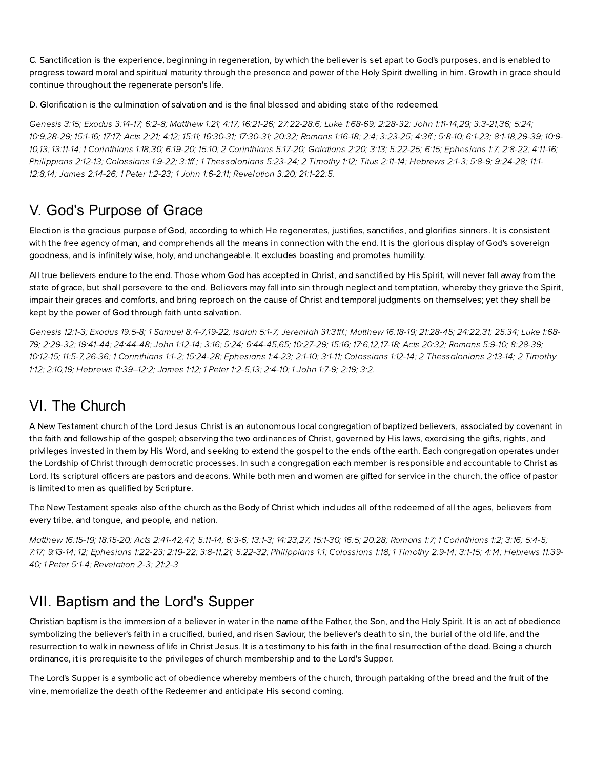C. Sanctification is the experience, beginning in regeneration, by which the believer is set apart to God's purposes, and is enabled to progress toward moral and spiritual maturity through the presence and power of the Holy Spirit dwelling in him. Growth in grace should continue throughout the regenerate person's life.

D. Glorification is the culmination of salvation and is the final blessed and abiding state of the redeemed.

*Genesis 3:15; Exodus 3:14-17; 6:2-8; Matthew 1:21; 4:17; 16:21-26; 27:22-28:6; Luke 1:68-69; 2:28-32; John 1:11-14,29; 3:3-21,36; 5:24; 10:9,28-29; 15:1-16; 17:17; Acts 2:21; 4:12; 15:11; 16:30-31; 17:30-31; 20:32; Romans 1:16-18; 2:4; 3:23-25; 4:3ff.; 5:8-10; 6:1-23; 8:1-18,29-39; 10:9-10,13; 13:11-14; 1 Corinthians 1:18,30; 6:19-20; 15:10; 2 Corinthians 5:17-20; Galatians 2:20; 3:13; 5:22-25; 6:15; Ephesians 1:7; 2:8-22; 4:11-16; Philippians 2:12-13; Colossians 1:9-22; 3:1ff.; 1 Thessalonians 5:23-24; 2 Timothy 1:12; Titus 2:11-14; Hebrews 2:1-3; 5:8-9; 9:24-28; 11:1-12:8,14; James 2:14-26; 1 Peter 1:2-23; 1 John 1:6-2:11; Revelation 3:20; 21:1-22:5.*

## V. God's Purpose of Grace

Election is the gracious purpose of God, according to which He regenerates, justifies, sanctifies, and glorifies sinners. It is consistent with the free agency of man, and comprehends all the means in connection with the end. It is the glorious display of God's sovereign goodness, and is infinitely wise, holy, and unchangeable. It excludes boasting and promotes humility.

All true believers endure to the end. Those whom God has accepted in Christ, and sanctified by His Spirit, will never fall away from the state of grace, but shall persevere to the end. Believers may fall into sin through neglect and temptation, whereby they grieve the Spirit, impair their graces and comforts, and bring reproach on the cause of Christ and temporal judgments on themselves; yet they shall be kept by the power of God through faith unto salvation.

*Genesis 12:1-3; Exodus 19:5-8; 1 Samuel 8:4-7,19-22; Isaiah 5:1-7; Jeremiah 31:31ff.; Matthew 16:18-19; 21:28-45; 24:22,31; 25:34; Luke 1:68-79; 2:29-32; 19:41-44; 24:44-48; John 1:12-14; 3:16; 5:24; 6:44-45,65; 10:27-29; 15:16; 17:6,12,17-18; Acts 20:32; Romans 5:9-10; 8:28-39; 10:12-15; 11:5-7,26-36; 1 Corinthians 1:1-2; 15:24-28; Ephesians 1:4-23; 2:1-10; 3:1-11; Colossians 1:12-14; 2 Thessalonians 2:13-14; 2 Timothy 1:12; 2:10,19; Hebrews 11:39–12:2; James 1:12; 1 Peter 1:2-5,13; 2:4-10; 1 John 1:7-9; 2:19; 3:2.*

## VI. The Church

A New Testament church of the Lord Jesus Christ is an autonomous local congregation of baptized believers, associated by covenant in the faith and fellowship of the gospel; observing the two ordinances of Christ, governed by His laws, exercising the gifts, rights, and privileges invested in them by His Word, and seeking to extend the gospel to the ends of the earth. Each congregation operates under the Lordship of Christ through democratic processes. In such a congregation each member is responsible and accountable to Christ as Lord. Its scriptural officers are pastors and deacons. While both men and women are gifted for service in the church, the office of pastor is limited to men as qualified by Scripture.

The New Testament speaks also of the church as the Body of Christ which includes all of the redeemed of all the ages, believers from every tribe, and tongue, and people, and nation.

*Matthew 16:15-19; 18:15-20; Acts 2:41-42,47; 5:11-14; 6:3-6; 13:1-3; 14:23,27; 15:1-30; 16:5; 20:28; Romans 1:7; 1 Corinthians 1:2; 3:16; 5:4-5; 7:17; 9:13-14; 12; Ephesians 1:22-23; 2:19-22; 3:8-11,21; 5:22-32; Philippians 1:1; Colossians 1:18; 1 Timothy 2:9-14; 3:1-15; 4:14; Hebrews 11:39-40; 1 Peter 5:1-4; Revelation 2-3; 21:2-3.*

## VII. Baptism and the Lord's Supper

Christian baptism is the immersion of a believer in water in the name of the Father, the Son, and the Holy Spirit. It is an act of obedience symbolizing the believer's faith in a crucified, buried, and risen Saviour, the believer's death to sin, the burial of the old life, and the resurrection to walk in newness of life in Christ Jesus. It is a testimony to his faith in the final resurrection of the dead. Being a church ordinance, it is prerequisite to the privileges of church membership and to the Lord's Supper.

The Lord's Supper is a symbolic act of obedience whereby members of the church, through partaking of the bread and the fruit of the vine, memorialize the death of the Redeemer and anticipate His second coming.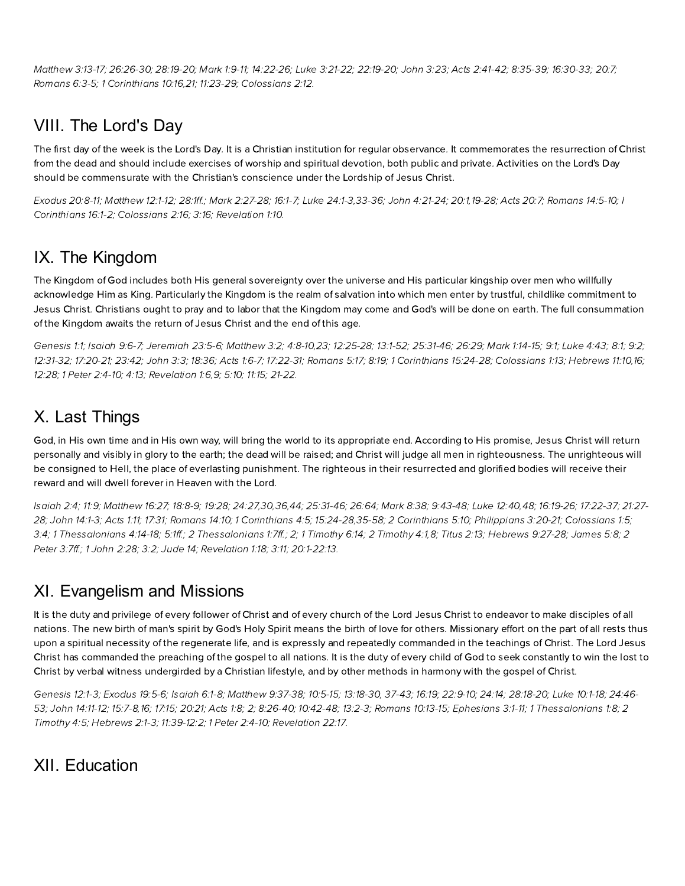*Matthew 3:13-17; 26:26-30; 28:19-20; Mark 1:9-11; 14:22-26; Luke 3:21-22; 22:19-20; John 3:23; Acts 2:41-42; 8:35-39; 16:30-33; 20:7; Romans 6:3-5; 1 Corinthians 10:16,21; 11:23-29; Colossians 2:12.*

## VIII. The Lord's Day

The first day of the week is the Lord's Day. It is a Christian institution for regular observance. It commemorates the resurrection of Christ from the dead and should include exercises of worship and spiritual devotion, both public and private. Activities on the Lord's Day should be commensurate with the Christian's conscience under the Lordship of Jesus Christ.

*Exodus 20:8-11; Matthew 12:1-12; 28:1ff.; Mark 2:27-28; 16:1-7; Luke 24:1-3,33-36; John 4:21-24; 20:1,19-28; Acts 20:7; Romans 14:5-10; I Corinthians 16:1-2; Colossians 2:16; 3:16; Revelation 1:10.*

## IX. The Kingdom

The Kingdom of God includes both His general sovereignty over the universe and His particular kingship over men who willfully acknowledge Him as King. Particularly the Kingdom is the realm of salvation into which men enter by trustful, childlike commitment to Jesus Christ. Christians ought to pray and to labor that the Kingdom may come and God's will be done on earth. The full consummation of the Kingdom awaits the return of Jesus Christ and the end of this age.

*Genesis 1:1; Isaiah 9:6-7; Jeremiah 23:5-6; Matthew 3:2; 4:8-10,23; 12:25-28; 13:1-52; 25:31-46; 26:29; Mark 1:14-15; 9:1; Luke 4:43; 8:1; 9:2; 12:31-32; 17:20-21; 23:42; John 3:3; 18:36; Acts 1:6-7; 17:22-31; Romans 5:17; 8:19; 1 Corinthians 15:24-28; Colossians 1:13; Hebrews 11:10,16; 12:28; 1 Peter 2:4-10; 4:13; Revelation 1:6,9; 5:10; 11:15; 21-22.*

## X. Last Things

God, in His own time and in His own way, will bring the world to its appropriate end. According to His promise, Jesus Christ will return personally and visibly in glory to the earth; the dead will be raised; and Christ will judge all men in righteousness. The unrighteous will be consigned to Hell, the place of everlasting punishment. The righteous in their resurrected and glorified bodies will receive their reward and will dwell forever in Heaven with the Lord.

*Isaiah 2:4; 11:9; Matthew 16:27; 18:8-9; 19:28; 24:27,30,36,44; 25:31-46; 26:64; Mark 8:38; 9:43-48; Luke 12:40,48; 16:19-26; 17:22-37; 21:27-28; John 14:1-3; Acts 1:11; 17:31; Romans 14:10; 1 Corinthians 4:5; 15:24-28,35-58; 2 Corinthians 5:10; Philippians 3:20-21; Colossians 1:5; 3:4; 1 Thessalonians 4:14-18; 5:1ff.; 2 Thessalonians 1:7ff.; 2; 1 Timothy 6:14; 2 Timothy 4:1,8; Titus 2:13; Hebrews 9:27-28; James 5:8; 2 Peter 3:7ff.; 1 John 2:28; 3:2; Jude 14; Revelation 1:18; 3:11; 20:1-22:13.*

## XI. Evangelism and Missions

It is the duty and privilege of every follower of Christ and of every church of the Lord Jesus Christ to endeavor to make disciples of all nations. The new birth of man's spirit by God's Holy Spirit means the birth of love for others. Missionary effort on the part of all rests thus upon a spiritual necessity of the regenerate life, and is expressly and repeatedly commanded in the teachings of Christ. The Lord Jesus Christ has commanded the preaching of the gospel to all nations. It is the duty of every child of God to seek constantly to win the lost to Christ by verbal witness undergirded by a Christian lifestyle, and by other methods in harmony with the gospel of Christ.

*Genesis 12:1-3; Exodus 19:5-6; Isaiah 6:1-8; Matthew 9:37-38; 10:5-15; 13:18-30, 37-43; 16:19; 22:9-10; 24:14; 28:18-20; Luke 10:1-18; 24:46-53; John 14:11-12; 15:7-8,16; 17:15; 20:21; Acts 1:8; 2; 8:26-40; 10:42-48; 13:2-3; Romans 10:13-15; Ephesians 3:1-11; 1 Thessalonians 1:8; 2 Timothy 4:5; Hebrews 2:1-3; 11:39-12:2; 1 Peter 2:4-10; Revelation 22:17.*

## XII. Education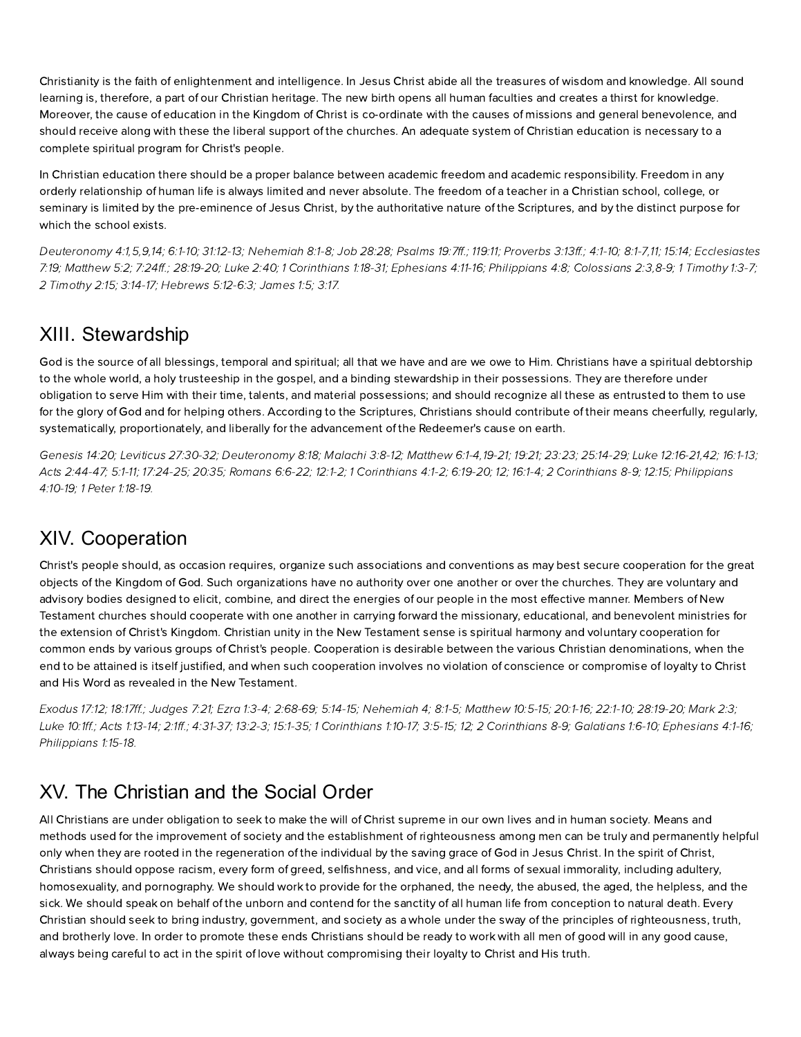Christianity is the faith of enlightenment and intelligence. In Jesus Christ abide all the treasures of wisdom and knowledge. All sound learning is, therefore, a part of our Christian heritage. The new birth opens all human faculties and creates a thirst for knowledge. Moreover, the cause of education in the Kingdom of Christ is co-ordinate with the causes of missions and general benevolence, and should receive along with these the liberal support of the churches. An adequate system of Christian education is necessary to a complete spiritual program for Christ's people.

In Christian education there should be a proper balance between academic freedom and academic responsibility. Freedom in any orderly relationship of human life is always limited and never absolute. The freedom of a teacher in a Christian school, college, or seminary is limited by the pre-eminence of Jesus Christ, by the authoritative nature of the Scriptures, and by the distinct purpose for which the school exists.

*Deuteronomy 4:1,5,9,14; 6:1-10; 31:12-13; Nehemiah 8:1-8; Job 28:28; Psalms 19:7ff.; 119:11; Proverbs 3:13ff.; 4:1-10; 8:1-7,11; 15:14; Ecclesiastes 7:19; Matthew 5:2; 7:24ff.; 28:19-20; Luke 2:40; 1 Corinthians 1:18-31; Ephesians 4:11-16; Philippians 4:8; Colossians 2:3,8-9; 1 Timothy 1:3-7; 2 Timothy 2:15; 3:14-17; Hebrews 5:12-6:3; James 1:5; 3:17.*

## XIII. Stewardship

God is the source of all blessings, temporal and spiritual; all that we have and are we owe to Him. Christians have a spiritual debtorship to the whole world, a holy trusteeship in the gospel, and a binding stewardship in their possessions. They are therefore under obligation to serve Him with their time, talents, and material possessions; and should recognize all these as entrusted to them to use for the glory of God and for helping others. According to the Scriptures, Christians should contribute of their means cheerfully, regularly, systematically, proportionately, and liberally for the advancement of the Redeemer's cause on earth.

*Genesis 14:20; Leviticus 27:30-32; Deuteronomy 8:18; Malachi 3:8-12; Matthew 6:1-4,19-21; 19:21; 23:23; 25:14-29; Luke 12:16-21,42; 16:1-13; Acts 2:44-47; 5:1-11; 17:24-25; 20:35; Romans 6:6-22; 12:1-2; 1 Corinthians 4:1-2; 6:19-20; 12; 16:1-4; 2 Corinthians 8-9; 12:15; Philippians 4:10-19; 1 Peter 1:18-19.*

## XIV. Cooperation

Christ's people should, as occasion requires, organize such associations and conventions as may best secure cooperation for the great objects of the Kingdom of God. Such organizations have no authority over one another or over the churches. They are voluntary and advisory bodies designed to elicit, combine, and direct the energies of our people in the most effective manner. Members of New Testament churches should cooperate with one another in carrying forward the missionary, educational, and benevolent ministries for the extension of Christ's Kingdom. Christian unity in the New Testament sense is spiritual harmony and voluntary cooperation for common ends by various groups of Christ's people. Cooperation is desirable between the various Christian denominations, when the end to be attained is itself justified, and when such cooperation involves no violation of conscience or compromise of loyalty to Christ and His Word as revealed in the New Testament.

*Exodus 17:12; 18:17ff.; Judges 7:21; Ezra 1:3-4; 2:68-69; 5:14-15; Nehemiah 4; 8:1-5; Matthew 10:5-15; 20:1-16; 22:1-10; 28:19-20; Mark 2:3; Luke 10:1ff.; Acts 1:13-14; 2:1ff.; 4:31-37; 13:2-3; 15:1-35; 1 Corinthians 1:10-17; 3:5-15; 12; 2 Corinthians 8-9; Galatians 1:6-10; Ephesians 4:1-16; Philippians 1:15-18.*

## XV. The Christian and the Social Order

All Christians are under obligation to seek to make the will of Christ supreme in our own lives and in human society. Means and methods used for the improvement of society and the establishment of righteousness among men can be truly and permanently helpful only when they are rooted in the regeneration of the individual by the saving grace of God in Jesus Christ. In the spirit of Christ, Christians should oppose racism, every form of greed, selfishness, and vice, and all forms of sexual immorality, including adultery, homosexuality, and pornography. We should work to provide for the orphaned, the needy, the abused, the aged, the helpless, and the sick. We should speak on behalf of the unborn and contend for the sanctity of all human life from conception to natural death. Every Christian should seek to bring industry, government, and society as a whole under the sway of the principles of righteousness, truth, and brotherly love. In order to promote these ends Christians should be ready to work with all men of good will in any good cause, always being careful to act in the spirit of love without compromising their loyalty to Christ and His truth.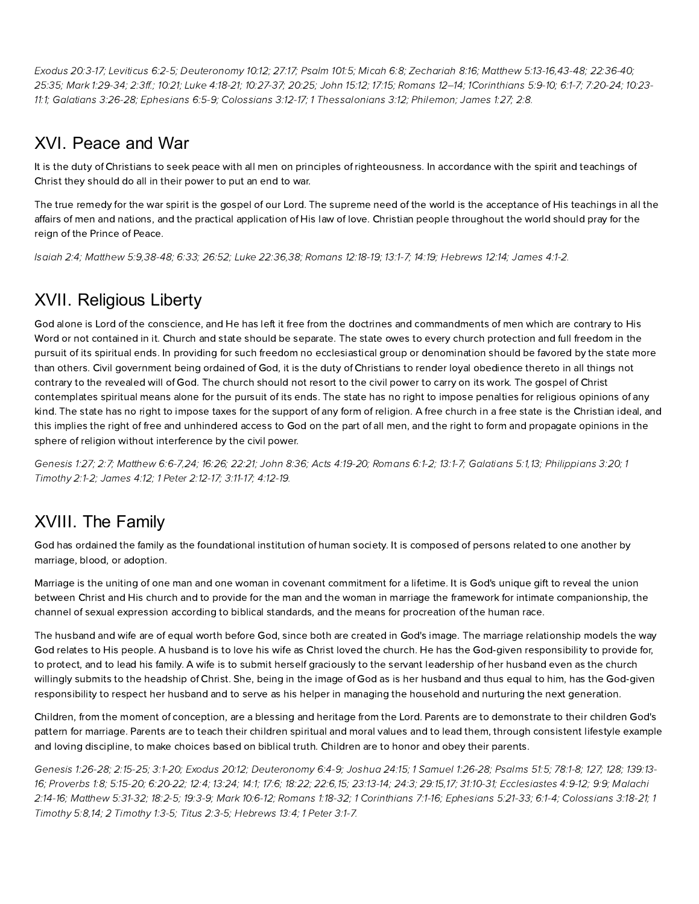*Exodus 20:3-17; Leviticus 6:2-5; Deuteronomy 10:12; 27:17; Psalm 101:5; Micah 6:8; Zechariah 8:16; Matthew 5:13-16,43-48; 22:36-40; 25:35; Mark 1:29-34; 2:3ff.; 10:21; Luke 4:18-21; 10:27-37; 20:25; John 15:12; 17:15; Romans 12–14; 1Corinthians 5:9-10; 6:1-7; 7:20-24; 10:23-11:1; Galatians 3:26-28; Ephesians 6:5-9; Colossians 3:12-17; 1 Thessalonians 3:12; Philemon; James 1:27; 2:8.*

## XVI. Peace and War

It is the duty of Christians to seek peace with all men on principles of righteousness. In accordance with the spirit and teachings of Christ they should do all in their power to put an end to war.

The true remedy for the war spirit is the gospel of our Lord. The supreme need of the world is the acceptance of His teachings in all the affairs of men and nations, and the practical application of His law of love. Christian people throughout the world should pray for the reign of the Prince of Peace.

*Isaiah 2:4; Matthew 5:9,38-48; 6:33; 26:52; Luke 22:36,38; Romans 12:18-19; 13:1-7; 14:19; Hebrews 12:14; James 4:1-2.*

## XVII. Religious Liberty

God alone is Lord of the conscience, and He has left it free from the doctrines and commandments of men which are contrary to His Word or not contained in it. Church and state should be separate. The state owes to every church protection and full freedom in the pursuit of its spiritual ends. In providing for such freedom no ecclesiastical group or denomination should be favored by the state more than others. Civil government being ordained of God, it is the duty of Christians to render loyal obedience thereto in all things not contrary to the revealed will of God. The church should not resort to the civil power to carry on its work. The gospel of Christ contemplates spiritual means alone for the pursuit of its ends. The state has no right to impose penalties for religious opinions of any kind. The state has no right to impose taxes for the support of any form of religion. A free church in a free state is the Christian ideal, and this implies the right of free and unhindered access to God on the part of all men, and the right to form and propagate opinions in the sphere of religion without interference by the civil power.

*Genesis 1:27; 2:7; Matthew 6:6-7,24; 16:26; 22:21; John 8:36; Acts 4:19-20; Romans 6:1-2; 13:1-7; Galatians 5:1,13; Philippians 3:20; 1 Timothy 2:1-2; James 4:12; 1 Peter 2:12-17; 3:11-17; 4:12-19.*

## XVIII. The Family

God has ordained the family as the foundational institution of human society. It is composed of persons related to one another by marriage, blood, or adoption.

Marriage is the uniting of one man and one woman in covenant commitment for a lifetime. It is God's unique gift to reveal the union between Christ and His church and to provide for the man and the woman in marriage the framework for intimate companionship, the channel of sexual expression according to biblical standards, and the means for procreation of the human race.

The husband and wife are of equal worth before God, since both are created in God's image. The marriage relationship models the way God relates to His people. A husband is to love his wife as Christ loved the church. He has the God-given responsibility to provide for, to protect, and to lead his family. A wife is to submit herself graciously to the servant leadership of her husband even as the church willingly submits to the headship of Christ. She, being in the image of God as is her husband and thus equal to him, has the God-given responsibility to respect her husband and to serve as his helper in managing the household and nurturing the next generation.

Children, from the moment of conception, are a blessing and heritage from the Lord. Parents are to demonstrate to their children God's pattern for marriage. Parents are to teach their children spiritual and moral values and to lead them, through consistent lifestyle example and loving discipline, to make choices based on biblical truth. Children are to honor and obey their parents.

*Genesis 1:26-28; 2:15-25; 3:1-20; Exodus 20:12; Deuteronomy 6:4-9; Joshua 24:15; 1 Samuel 1:26-28; Psalms 51:5; 78:1-8; 127; 128; 139:13-16; Proverbs 1:8; 5:15-20; 6:20-22; 12:4; 13:24; 14:1; 17:6; 18:22; 22:6,15; 23:13-14; 24:3; 29:15,17; 31:10-31; Ecclesiastes 4:9-12; 9:9; Malachi 2:14-16; Matthew 5:31-32; 18:2-5; 19:3-9; Mark 10:6-12; Romans 1:18-32; 1 Corinthians 7:1-16; Ephesians 5:21-33; 6:1-4; Colossians 3:18-21; 1 Timothy 5:8,14; 2 Timothy 1:3-5; Titus 2:3-5; Hebrews 13:4; 1 Peter 3:1-7.*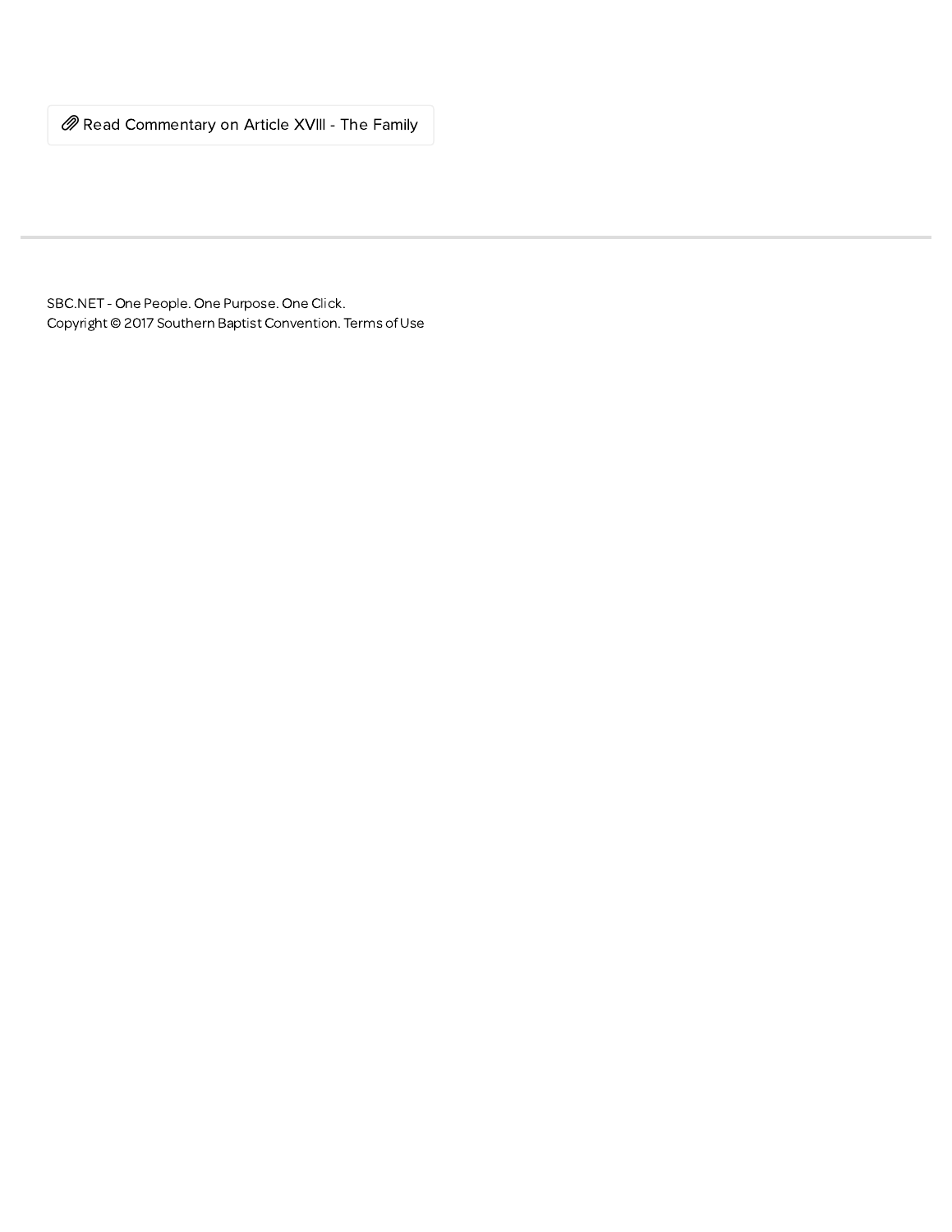Read Commentary on Article XVIII - The Family

---

SBC.NET - One People. One Purpose. One Click.
Copyright © 2017 Southern Baptist Convention. Terms of Use